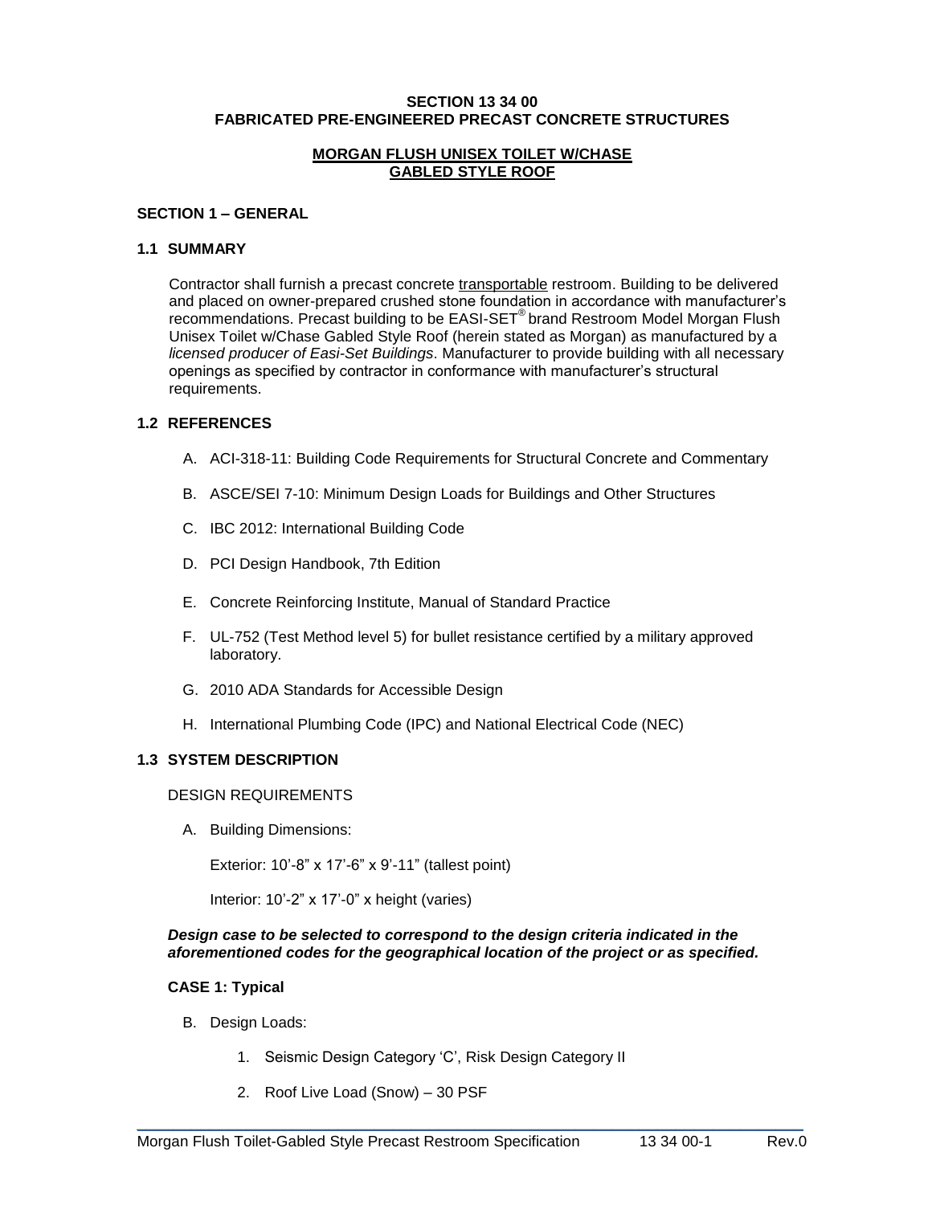# SECTION 13 34 00
# FABRICATED PRE-ENGINEERED PRECAST CONCRETE STRUCTURES

## MORGAN FLUSH UNISEX TOILET W/CHASE GABLED STYLE ROOF

## SECTION 1 – GENERAL

### 1.1 SUMMARY

Contractor shall furnish a precast concrete transportable restroom. Building to be delivered and placed on owner-prepared crushed stone foundation in accordance with manufacturer's recommendations. Precast building to be EASI-SET® brand Restroom Model Morgan Flush Unisex Toilet w/Chase Gabled Style Roof (herein stated as Morgan) as manufactured by a *licensed producer of Easi-Set Buildings*. Manufacturer to provide building with all necessary openings as specified by contractor in conformance with manufacturer's structural requirements.

### 1.2 REFERENCES

A. ACI-318-11: Building Code Requirements for Structural Concrete and Commentary

B. ASCE/SEI 7-10: Minimum Design Loads for Buildings and Other Structures

C. IBC 2012: International Building Code

D. PCI Design Handbook, 7th Edition

E. Concrete Reinforcing Institute, Manual of Standard Practice

F. UL-752 (Test Method level 5) for bullet resistance certified by a military approved laboratory.

G. 2010 ADA Standards for Accessible Design

H. International Plumbing Code (IPC) and National Electrical Code (NEC)

### 1.3 SYSTEM DESCRIPTION

DESIGN REQUIREMENTS

A. Building Dimensions:

Exterior: 10'-8" x 17'-6" x 9'-11" (tallest point)

Interior: 10'-2" x 17'-0" x height (varies)

***Design case to be selected to correspond to the design criteria indicated in the aforementioned codes for the geographical location of the project or as specified.***

**CASE 1: Typical**

B. Design Loads:

1. Seismic Design Category 'C', Risk Design Category II
2. Roof Live Load (Snow) – 30 PSF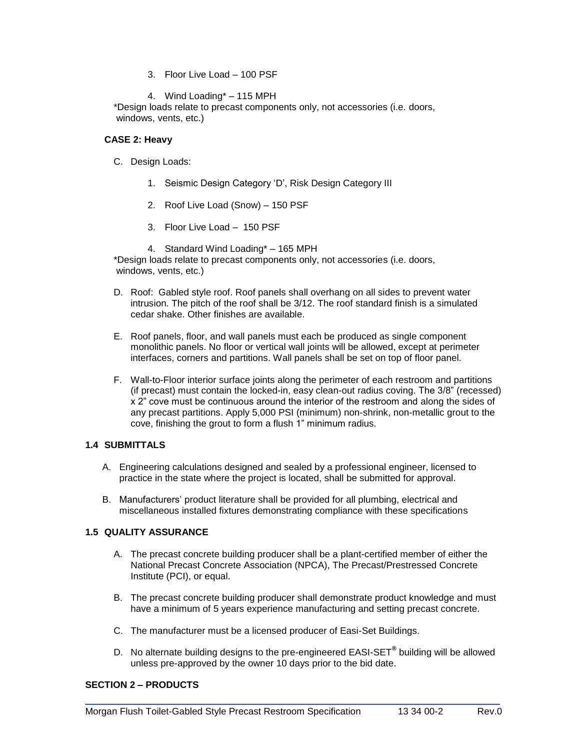3. Floor Live Load – 100 PSF

4. Wind Loading* – 115 MPH

*Design loads relate to precast components only, not accessories (i.e. doors, windows, vents, etc.)

**CASE 2: Heavy**

C. Design Loads:

1. Seismic Design Category 'D', Risk Design Category III

2. Roof Live Load (Snow) – 150 PSF

3. Floor Live Load – 150 PSF

4. Standard Wind Loading* – 165 MPH

*Design loads relate to precast components only, not accessories (i.e. doors, windows, vents, etc.)

D. Roof: Gabled style roof. Roof panels shall overhang on all sides to prevent water intrusion. The pitch of the roof shall be 3/12. The roof standard finish is a simulated cedar shake. Other finishes are available.

E. Roof panels, floor, and wall panels must each be produced as single component monolithic panels. No floor or vertical wall joints will be allowed, except at perimeter interfaces, corners and partitions. Wall panels shall be set on top of floor panel.

F. Wall-to-Floor interior surface joints along the perimeter of each restroom and partitions (if precast) must contain the locked-in, easy clean-out radius coving. The 3/8" (recessed) x 2" cove must be continuous around the interior of the restroom and along the sides of any precast partitions. Apply 5,000 PSI (minimum) non-shrink, non-metallic grout to the cove, finishing the grout to form a flush 1" minimum radius.

## 1.4 SUBMITTALS

A. Engineering calculations designed and sealed by a professional engineer, licensed to practice in the state where the project is located, shall be submitted for approval.

B. Manufacturers' product literature shall be provided for all plumbing, electrical and miscellaneous installed fixtures demonstrating compliance with these specifications

## 1.5 QUALITY ASSURANCE

A. The precast concrete building producer shall be a plant-certified member of either the National Precast Concrete Association (NPCA), The Precast/Prestressed Concrete Institute (PCI), or equal.

B. The precast concrete building producer shall demonstrate product knowledge and must have a minimum of 5 years experience manufacturing and setting precast concrete.

C. The manufacturer must be a licensed producer of Easi-Set Buildings.

D. No alternate building designs to the pre-engineered EASI-SET® building will be allowed unless pre-approved by the owner 10 days prior to the bid date.

## SECTION 2 – PRODUCTS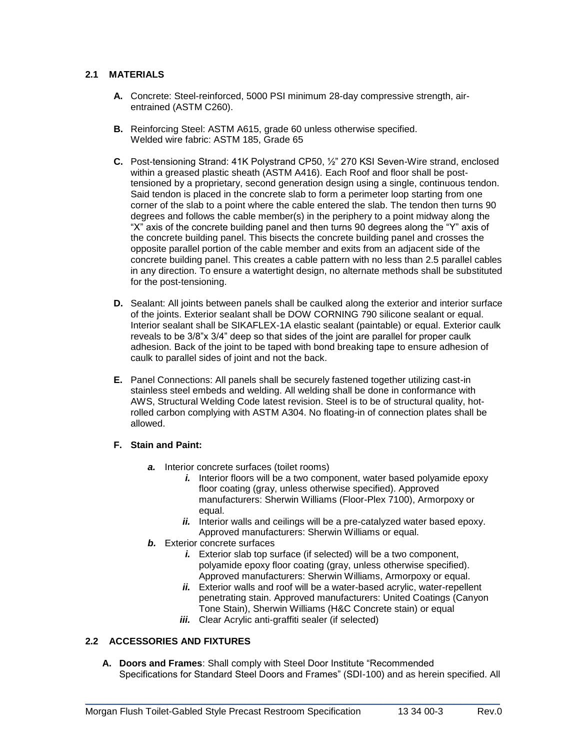### 2.1 MATERIALS

**A.** Concrete: Steel-reinforced, 5000 PSI minimum 28-day compressive strength, air-entrained (ASTM C260).

**B.** Reinforcing Steel: ASTM A615, grade 60 unless otherwise specified.
Welded wire fabric: ASTM 185, Grade 65

**C.** Post-tensioning Strand: 41K Polystrand CP50, ½" 270 KSI Seven-Wire strand, enclosed within a greased plastic sheath (ASTM A416). Each Roof and floor shall be post-tensioned by a proprietary, second generation design using a single, continuous tendon. Said tendon is placed in the concrete slab to form a perimeter loop starting from one corner of the slab to a point where the cable entered the slab. The tendon then turns 90 degrees and follows the cable member(s) in the periphery to a point midway along the "X" axis of the concrete building panel and then turns 90 degrees along the "Y" axis of the concrete building panel. This bisects the concrete building panel and crosses the opposite parallel portion of the cable member and exits from an adjacent side of the concrete building panel. This creates a cable pattern with no less than 2.5 parallel cables in any direction. To ensure a watertight design, no alternate methods shall be substituted for the post-tensioning.

**D.** Sealant: All joints between panels shall be caulked along the exterior and interior surface of the joints. Exterior sealant shall be DOW CORNING 790 silicone sealant or equal. Interior sealant shall be SIKAFLEX-1A elastic sealant (paintable) or equal. Exterior caulk reveals to be 3/8"x 3/4" deep so that sides of the joint are parallel for proper caulk adhesion. Back of the joint to be taped with bond breaking tape to ensure adhesion of caulk to parallel sides of joint and not the back.

**E.** Panel Connections: All panels shall be securely fastened together utilizing cast-in stainless steel embeds and welding. All welding shall be done in conformance with AWS, Structural Welding Code latest revision. Steel is to be of structural quality, hot-rolled carbon complying with ASTM A304. No floating-in of connection plates shall be allowed.

**F. Stain and Paint:**

- ***a.*** Interior concrete surfaces (toilet rooms)
  - ***i.*** Interior floors will be a two component, water based polyamide epoxy floor coating (gray, unless otherwise specified). Approved manufacturers: Sherwin Williams (Floor-Plex 7100), Armorpoxy or equal.
  - ***ii.*** Interior walls and ceilings will be a pre-catalyzed water based epoxy. Approved manufacturers: Sherwin Williams or equal.
- ***b.*** Exterior concrete surfaces
  - ***i.*** Exterior slab top surface (if selected) will be a two component, polyamide epoxy floor coating (gray, unless otherwise specified). Approved manufacturers: Sherwin Williams, Armorpoxy or equal.
  - ***ii.*** Exterior walls and roof will be a water-based acrylic, water-repellent penetrating stain. Approved manufacturers: United Coatings (Canyon Tone Stain), Sherwin Williams (H&C Concrete stain) or equal
  - ***iii.*** Clear Acrylic anti-graffiti sealer (if selected)

### 2.2 ACCESSORIES AND FIXTURES

**A. Doors and Frames**: Shall comply with Steel Door Institute "Recommended Specifications for Standard Steel Doors and Frames" (SDI-100) and as herein specified. All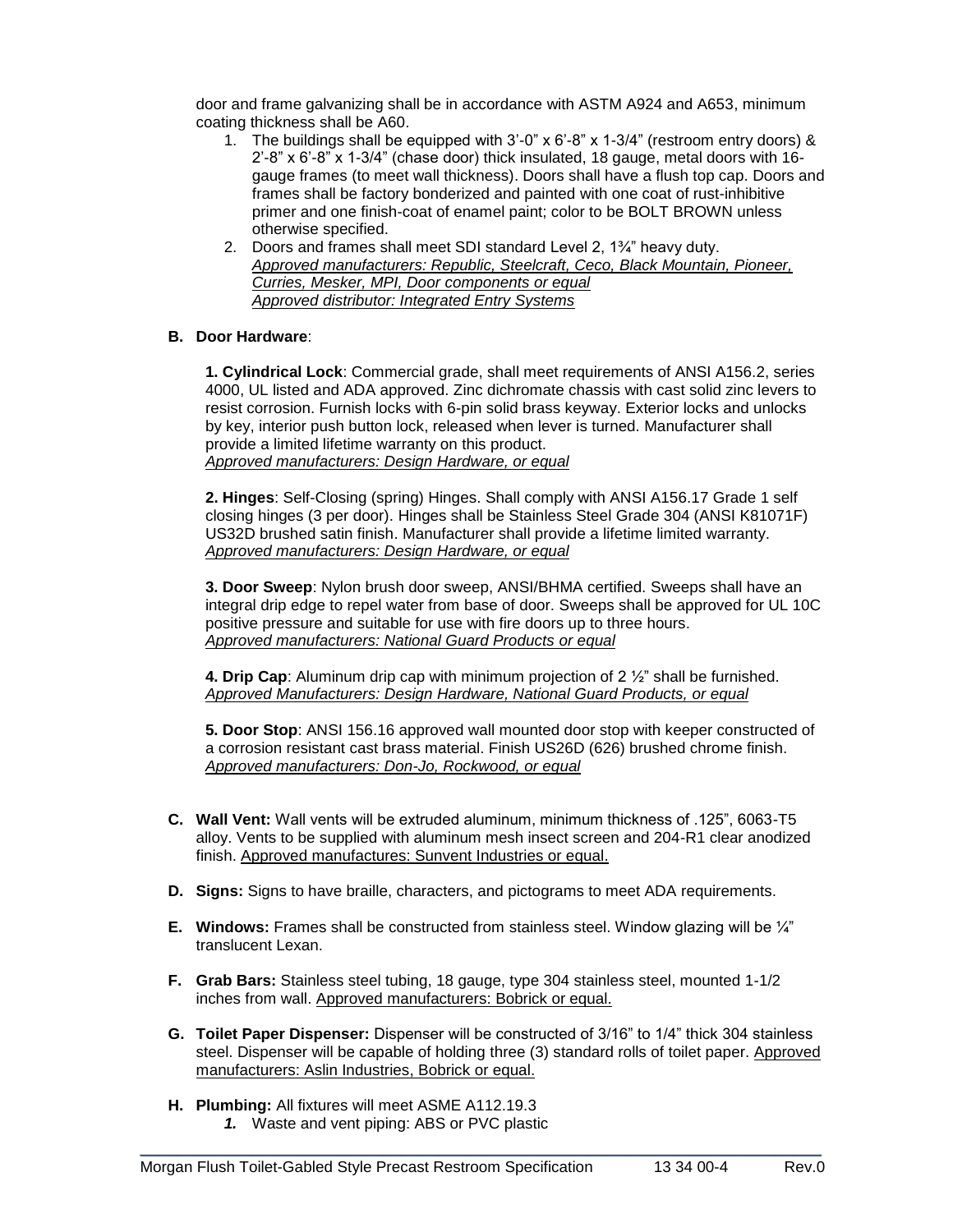door and frame galvanizing shall be in accordance with ASTM A924 and A653, minimum coating thickness shall be A60.

1. The buildings shall be equipped with 3'-0" x 6'-8" x 1-3/4" (restroom entry doors) & 2'-8" x 6'-8" x 1-3/4" (chase door) thick insulated, 18 gauge, metal doors with 16-gauge frames (to meet wall thickness). Doors shall have a flush top cap. Doors and frames shall be factory bonderized and painted with one coat of rust-inhibitive primer and one finish-coat of enamel paint; color to be BOLT BROWN unless otherwise specified.
2. Doors and frames shall meet SDI standard Level 2, 1¾" heavy duty.
   *Approved manufacturers: Republic, Steelcraft, Ceco, Black Mountain, Pioneer, Curries, Mesker, MPI, Door components or equal*
   *Approved distributor: Integrated Entry Systems*

**B. Door Hardware**:

**1. Cylindrical Lock**: Commercial grade, shall meet requirements of ANSI A156.2, series 4000, UL listed and ADA approved. Zinc dichromate chassis with cast solid zinc levers to resist corrosion. Furnish locks with 6-pin solid brass keyway. Exterior locks and unlocks by key, interior push button lock, released when lever is turned. Manufacturer shall provide a limited lifetime warranty on this product.
*Approved manufacturers: Design Hardware, or equal*

**2. Hinges**: Self-Closing (spring) Hinges. Shall comply with ANSI A156.17 Grade 1 self closing hinges (3 per door). Hinges shall be Stainless Steel Grade 304 (ANSI K81071F) US32D brushed satin finish. Manufacturer shall provide a lifetime limited warranty.
*Approved manufacturers: Design Hardware, or equal*

**3. Door Sweep**: Nylon brush door sweep, ANSI/BHMA certified. Sweeps shall have an integral drip edge to repel water from base of door. Sweeps shall be approved for UL 10C positive pressure and suitable for use with fire doors up to three hours.
*Approved manufacturers: National Guard Products or equal*

**4. Drip Cap**: Aluminum drip cap with minimum projection of 2 ½" shall be furnished.
*Approved Manufacturers: Design Hardware, National Guard Products, or equal*

**5. Door Stop**: ANSI 156.16 approved wall mounted door stop with keeper constructed of a corrosion resistant cast brass material. Finish US26D (626) brushed chrome finish.
*Approved manufacturers: Don-Jo, Rockwood, or equal*

**C. Wall Vent:** Wall vents will be extruded aluminum, minimum thickness of .125", 6063-T5 alloy. Vents to be supplied with aluminum mesh insect screen and 204-R1 clear anodized finish. Approved manufactures: Sunvent Industries or equal.

**D. Signs:** Signs to have braille, characters, and pictograms to meet ADA requirements.

**E. Windows:** Frames shall be constructed from stainless steel. Window glazing will be ¼" translucent Lexan.

**F. Grab Bars:** Stainless steel tubing, 18 gauge, type 304 stainless steel, mounted 1-1/2 inches from wall. Approved manufacturers: Bobrick or equal.

**G. Toilet Paper Dispenser:** Dispenser will be constructed of 3/16" to 1/4" thick 304 stainless steel. Dispenser will be capable of holding three (3) standard rolls of toilet paper. Approved manufacturers: Aslin Industries, Bobrick or equal.

**H. Plumbing:** All fixtures will meet ASME A112.19.3

*1.* Waste and vent piping: ABS or PVC plastic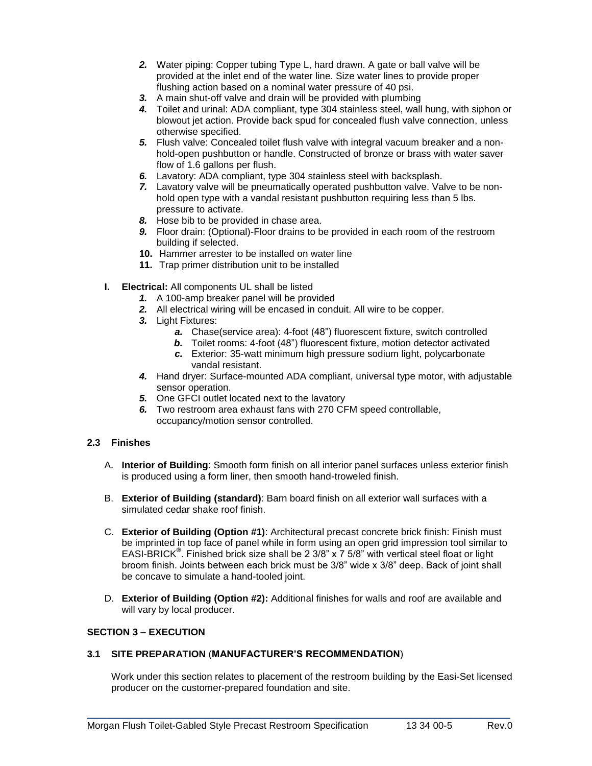2. Water piping: Copper tubing Type L, hard drawn. A gate or ball valve will be provided at the inlet end of the water line. Size water lines to provide proper flushing action based on a nominal water pressure of 40 psi.
3. A main shut-off valve and drain will be provided with plumbing
4. Toilet and urinal: ADA compliant, type 304 stainless steel, wall hung, with siphon or blowout jet action. Provide back spud for concealed flush valve connection, unless otherwise specified.
5. Flush valve: Concealed toilet flush valve with integral vacuum breaker and a non-hold-open pushbutton or handle. Constructed of bronze or brass with water saver flow of 1.6 gallons per flush.
6. Lavatory: ADA compliant, type 304 stainless steel with backsplash.
7. Lavatory valve will be pneumatically operated pushbutton valve. Valve to be non-hold open type with a vandal resistant pushbutton requiring less than 5 lbs. pressure to activate.
8. Hose bib to be provided in chase area.
9. Floor drain: (Optional)-Floor drains to be provided in each room of the restroom building if selected.
10. Hammer arrester to be installed on water line
11. Trap primer distribution unit to be installed

I. **Electrical:** All components UL shall be listed
   1. A 100-amp breaker panel will be provided
   2. All electrical wiring will be encased in conduit. All wire to be copper.
   3. Light Fixtures:
      a. Chase(service area): 4-foot (48") fluorescent fixture, switch controlled
      b. Toilet rooms: 4-foot (48") fluorescent fixture, motion detector activated
      c. Exterior: 35-watt minimum high pressure sodium light, polycarbonate vandal resistant.
   4. Hand dryer: Surface-mounted ADA compliant, universal type motor, with adjustable sensor operation.
   5. One GFCI outlet located next to the lavatory
   6. Two restroom area exhaust fans with 270 CFM speed controllable, occupancy/motion sensor controlled.

### 2.3 Finishes

A. **Interior of Building**: Smooth form finish on all interior panel surfaces unless exterior finish is produced using a form liner, then smooth hand-troweled finish.

B. **Exterior of Building (standard)**: Barn board finish on all exterior wall surfaces with a simulated cedar shake roof finish.

C. **Exterior of Building (Option #1)**: Architectural precast concrete brick finish: Finish must be imprinted in top face of panel while in form using an open grid impression tool similar to EASI-BRICK®. Finished brick size shall be 2 3/8" x 7 5/8" with vertical steel float or light broom finish. Joints between each brick must be 3/8" wide x 3/8" deep. Back of joint shall be concave to simulate a hand-tooled joint.

D. **Exterior of Building (Option #2):** Additional finishes for walls and roof are available and will vary by local producer.

## SECTION 3 – EXECUTION

### 3.1 SITE PREPARATION (MANUFACTURER'S RECOMMENDATION)

Work under this section relates to placement of the restroom building by the Easi-Set licensed producer on the customer-prepared foundation and site.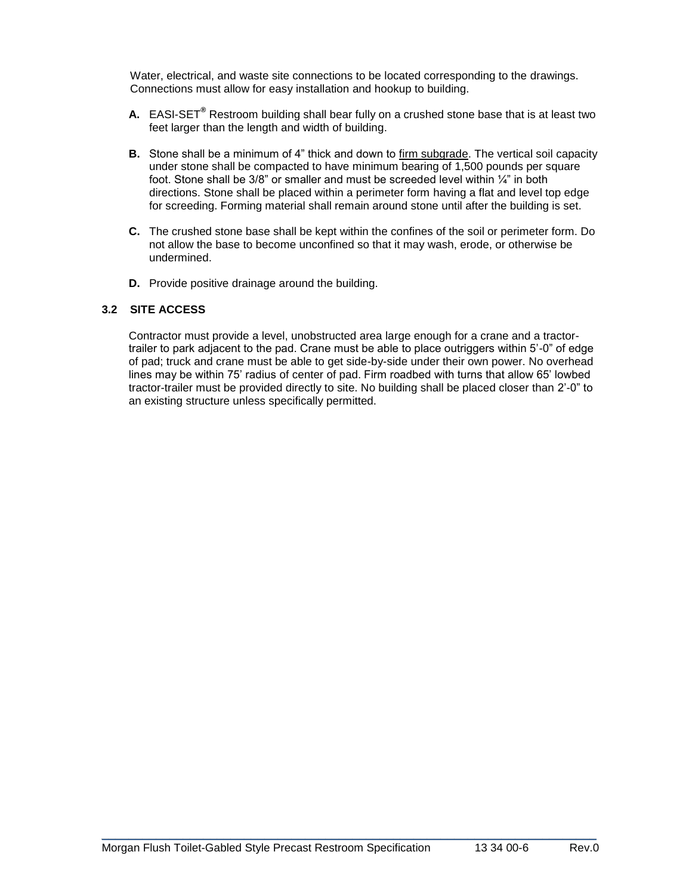Water, electrical, and waste site connections to be located corresponding to the drawings. Connections must allow for easy installation and hookup to building.

**A.** EASI-SET® Restroom building shall bear fully on a crushed stone base that is at least two feet larger than the length and width of building.

**B.** Stone shall be a minimum of 4” thick and down to firm subgrade. The vertical soil capacity under stone shall be compacted to have minimum bearing of 1,500 pounds per square foot. Stone shall be 3/8” or smaller and must be screeded level within ¼” in both directions. Stone shall be placed within a perimeter form having a flat and level top edge for screeding. Forming material shall remain around stone until after the building is set.

**C.** The crushed stone base shall be kept within the confines of the soil or perimeter form. Do not allow the base to become unconfined so that it may wash, erode, or otherwise be undermined.

**D.** Provide positive drainage around the building.

### 3.2 SITE ACCESS

Contractor must provide a level, unobstructed area large enough for a crane and a tractor-trailer to park adjacent to the pad. Crane must be able to place outriggers within 5’-0” of edge of pad; truck and crane must be able to get side-by-side under their own power. No overhead lines may be within 75’ radius of center of pad. Firm roadbed with turns that allow 65’ lowbed tractor-trailer must be provided directly to site. No building shall be placed closer than 2’-0” to an existing structure unless specifically permitted.